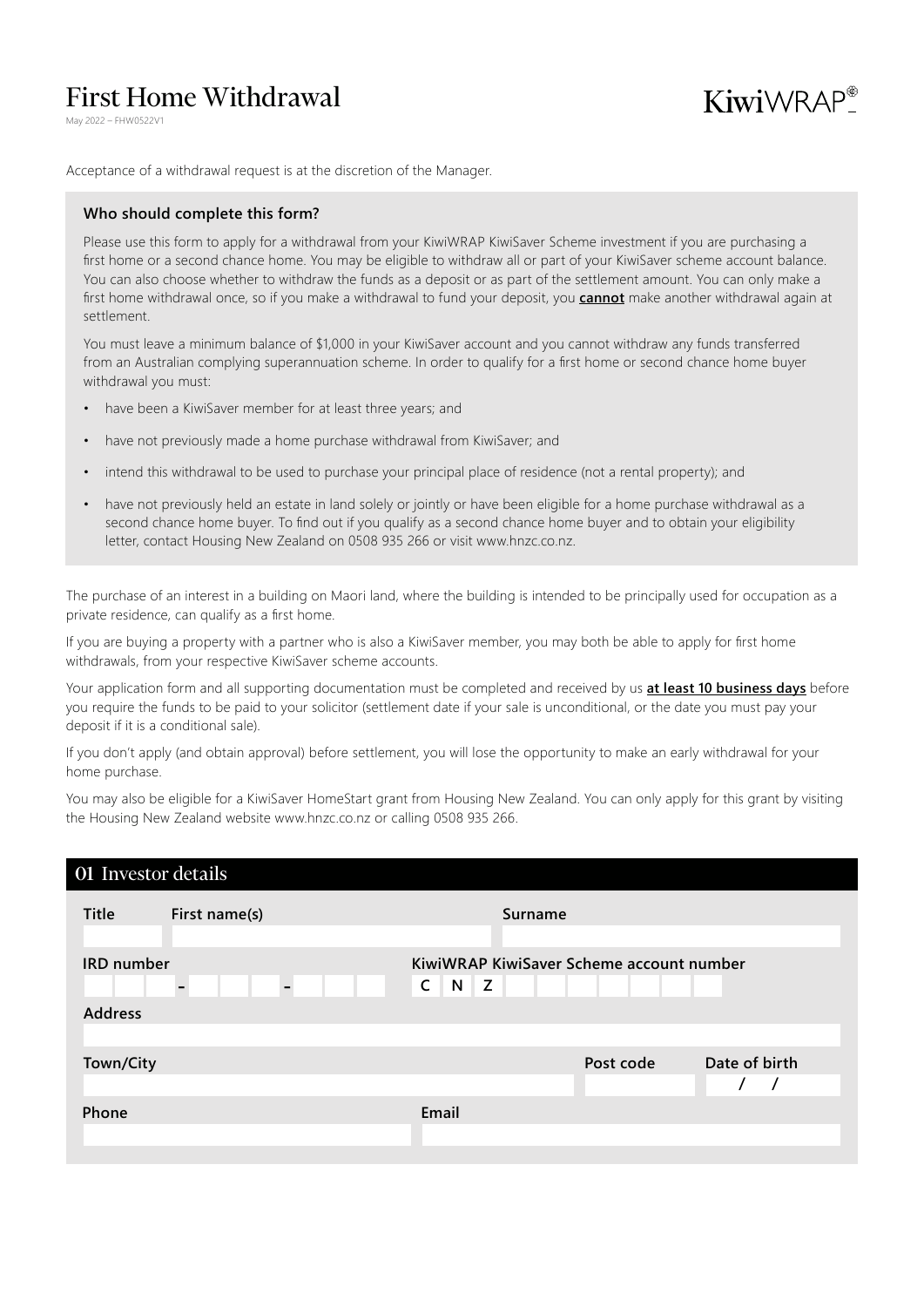# First Home Withdrawal

May 2022 – FHW0522V1

KiwiWRAP®

Acceptance of a withdrawal request is at the discretion of the Manager.

### Who should complete this form?

Please use this form to apply for a withdrawal from your KiwiWRAP KiwiSaver Scheme investment if you are purchasing a first home or a second chance home. You may be eligible to withdraw all or part of your KiwiSaver scheme account balance. You can also choose whether to withdraw the funds as a deposit or as part of the settlement amount. You can only make a first home withdrawal once, so if you make a withdrawal to fund your deposit, you **cannot** make another withdrawal again at settlement.

You must leave a minimum balance of $1,000 in your KiwiSaver account and you cannot withdraw any funds transferred from an Australian complying superannuation scheme. In order to qualify for a first home or second chance home buyer withdrawal you must:

- have been a KiwiSaver member for at least three years; and
- have not previously made a home purchase withdrawal from KiwiSaver; and
- intend this withdrawal to be used to purchase your principal place of residence (not a rental property); and
- have not previously held an estate in land solely or jointly or have been eligible for a home purchase withdrawal as a second chance home buyer. To find out if you qualify as a second chance home buyer and to obtain your eligibility letter, contact Housing New Zealand on 0508 935 266 or visit www.hnzc.co.nz.

The purchase of an interest in a building on Maori land, where the building is intended to be principally used for occupation as a private residence, can qualify as a first home.

If you are buying a property with a partner who is also a KiwiSaver member, you may both be able to apply for first home withdrawals, from your respective KiwiSaver scheme accounts.

Your application form and all supporting documentation must be completed and received by us **at least 10 business days** before you require the funds to be paid to your solicitor (settlement date if your sale is unconditional, or the date you must pay your deposit if it is a conditional sale).

If you don't apply (and obtain approval) before settlement, you will lose the opportunity to make an early withdrawal for your home purchase.

You may also be eligible for a KiwiSaver HomeStart grant from Housing New Zealand. You can only apply for this grant by visiting the Housing New Zealand website www.hnzc.co.nz or calling 0508 935 266.

## 01 Investor details

| Title | First name(s) | Surname |
|---|---|---|
| | | |

| IRD number | KiwiWRAP KiwiSaver Scheme account number |
|---|---|
| \_\_\_ - \_\_\_ - \_\_\_ | C N Z |

**Address**

| Town/City | Post code | Date of birth |
|---|---|---|
| | | / / |

| Phone | Email |
|---|---|
| | |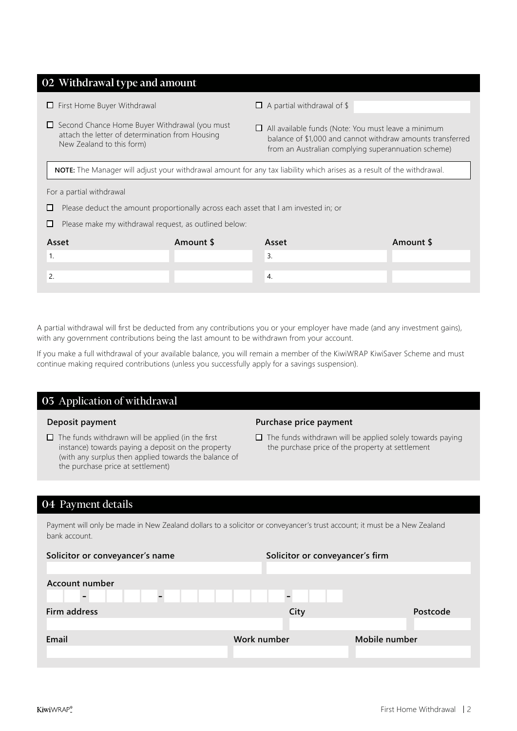## 02 Withdrawal type and amount

- ☐ First Home Buyer Withdrawal
- ☐ Second Chance Home Buyer Withdrawal (you must attach the letter of determination from Housing New Zealand to this form)
- ☐ A partial withdrawal of $
- ☐ All available funds (Note: You must leave a minimum balance of $1,000 and cannot withdraw amounts transferred from an Australian complying superannuation scheme)

**NOTE:** The Manager will adjust your withdrawal amount for any tax liability which arises as a result of the withdrawal.

For a partial withdrawal

- ☐ Please deduct the amount proportionally across each asset that I am invested in; or
- ☐ Please make my withdrawal request, as outlined below:

| Asset | Amount $ | Asset | Amount $ |
| --- | --- | --- | --- |
| 1. | | 3. | |
| 2. | | 4. | |

A partial withdrawal will first be deducted from any contributions you or your employer have made (and any investment gains), with any government contributions being the last amount to be withdrawn from your account.

If you make a full withdrawal of your available balance, you will remain a member of the KiwiWRAP KiwiSaver Scheme and must continue making required contributions (unless you successfully apply for a savings suspension).

## 03 Application of withdrawal

**Deposit payment**

- ☐ The funds withdrawn will be applied (in the first instance) towards paying a deposit on the property (with any surplus then applied towards the balance of the purchase price at settlement)

**Purchase price payment**

- ☐ The funds withdrawn will be applied solely towards paying the purchase price of the property at settlement

## 04 Payment details

Payment will only be made in New Zealand dollars to a solicitor or conveyancer's trust account; it must be a New Zealand bank account.

**Solicitor or conveyancer's name**

**Solicitor or conveyancer's firm**

**Account number**

\_\_ - \_\_\_\_ - \_\_\_\_\_\_\_ - \_\_\_

**Firm address**

**City**

**Postcode**

**Email**

**Work number**

**Mobile number**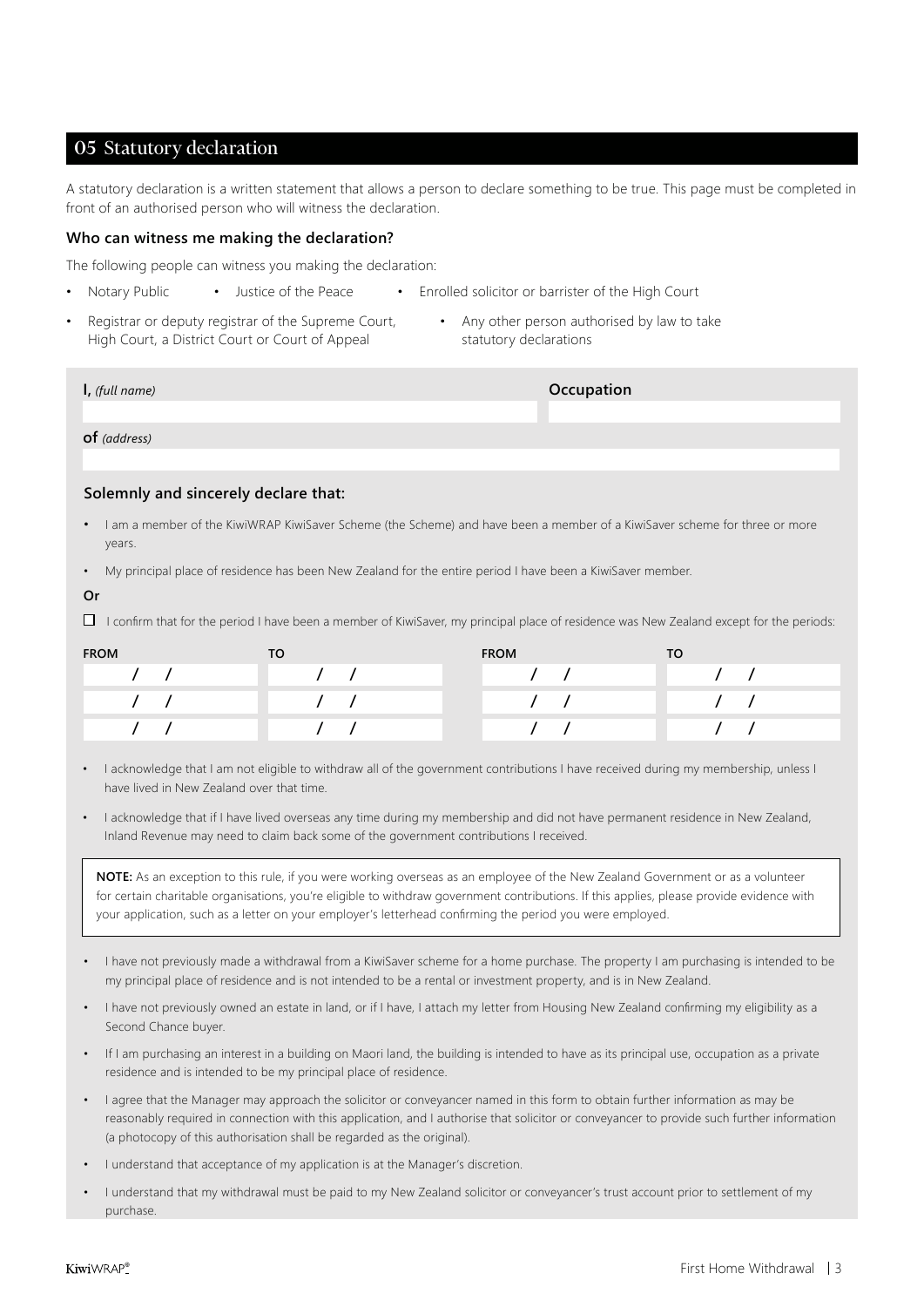## 05 Statutory declaration

A statutory declaration is a written statement that allows a person to declare something to be true. This page must be completed in front of an authorised person who will witness the declaration.

**Who can witness me making the declaration?**

The following people can witness you making the declaration:

- Notary Public
- Justice of the Peace
- Enrolled solicitor or barrister of the High Court
- Registrar or deputy registrar of the Supreme Court, High Court, a District Court or Court of Appeal
- Any other person authorised by law to take statutory declarations

| **I,** *(full name)* | **Occupation** |
|---|---|
| | |

**of** *(address)*

**Solemnly and sincerely declare that:**

- I am a member of the KiwiWRAP KiwiSaver Scheme (the Scheme) and have been a member of a KiwiSaver scheme for three or more years.
- My principal place of residence has been New Zealand for the entire period I have been a KiwiSaver member.

**Or**

☐ I confirm that for the period I have been a member of KiwiSaver, my principal place of residence was New Zealand except for the periods:

| FROM | TO | FROM | TO |
|---|---|---|---|
| / / | / / | / / | / / |
| / / | / / | / / | / / |
| / / | / / | / / | / / |

- I acknowledge that I am not eligible to withdraw all of the government contributions I have received during my membership, unless I have lived in New Zealand over that time.
- I acknowledge that if I have lived overseas any time during my membership and did not have permanent residence in New Zealand, Inland Revenue may need to claim back some of the government contributions I received.

**NOTE:** As an exception to this rule, if you were working overseas as an employee of the New Zealand Government or as a volunteer for certain charitable organisations, you're eligible to withdraw government contributions. If this applies, please provide evidence with your application, such as a letter on your employer's letterhead confirming the period you were employed.

- I have not previously made a withdrawal from a KiwiSaver scheme for a home purchase. The property I am purchasing is intended to be my principal place of residence and is not intended to be a rental or investment property, and is in New Zealand.
- I have not previously owned an estate in land, or if I have, I attach my letter from Housing New Zealand confirming my eligibility as a Second Chance buyer.
- If I am purchasing an interest in a building on Maori land, the building is intended to have as its principal use, occupation as a private residence and is intended to be my principal place of residence.
- I agree that the Manager may approach the solicitor or conveyancer named in this form to obtain further information as may be reasonably required in connection with this application, and I authorise that solicitor or conveyancer to provide such further information (a photocopy of this authorisation shall be regarded as the original).
- I understand that acceptance of my application is at the Manager's discretion.
- I understand that my withdrawal must be paid to my New Zealand solicitor or conveyancer's trust account prior to settlement of my purchase.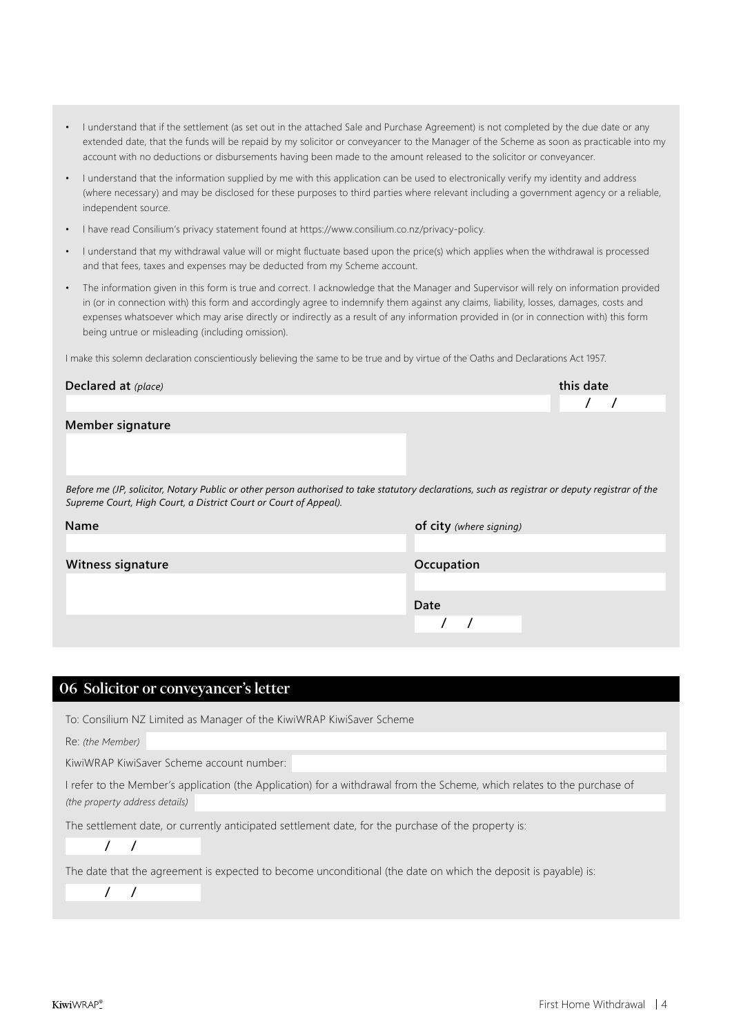- I understand that if the settlement (as set out in the attached Sale and Purchase Agreement) is not completed by the due date or any extended date, that the funds will be repaid by my solicitor or conveyancer to the Manager of the Scheme as soon as practicable into my account with no deductions or disbursements having been made to the amount released to the solicitor or conveyancer.
- I understand that the information supplied by me with this application can be used to electronically verify my identity and address (where necessary) and may be disclosed for these purposes to third parties where relevant including a government agency or a reliable, independent source.
- I have read Consilium's privacy statement found at https://www.consilium.co.nz/privacy-policy.
- I understand that my withdrawal value will or might fluctuate based upon the price(s) which applies when the withdrawal is processed and that fees, taxes and expenses may be deducted from my Scheme account.
- The information given in this form is true and correct. I acknowledge that the Manager and Supervisor will rely on information provided in (or in connection with) this form and accordingly agree to indemnify them against any claims, liability, losses, damages, costs and expenses whatsoever which may arise directly or indirectly as a result of any information provided in (or in connection with) this form being untrue or misleading (including omission).

I make this solemn declaration conscientiously believing the same to be true and by virtue of the Oaths and Declarations Act 1957.

**Declared at** *(place)*

**this date** / /

**Member signature**

*Before me (JP, solicitor, Notary Public or other person authorised to take statutory declarations, such as registrar or deputy registrar of the Supreme Court, High Court, a District Court or Court of Appeal).*

**Name**

**of city** *(where signing)*

**Witness signature**

**Occupation**

**Date** / /

## 06 Solicitor or conveyancer's letter

To: Consilium NZ Limited as Manager of the KiwiWRAP KiwiSaver Scheme

Re: *(the Member)*

KiwiWRAP KiwiSaver Scheme account number:

I refer to the Member's application (the Application) for a withdrawal from the Scheme, which relates to the purchase of *(the property address details)*

The settlement date, or currently anticipated settlement date, for the purchase of the property is:

/ /

The date that the agreement is expected to become unconditional (the date on which the deposit is payable) is:

/ /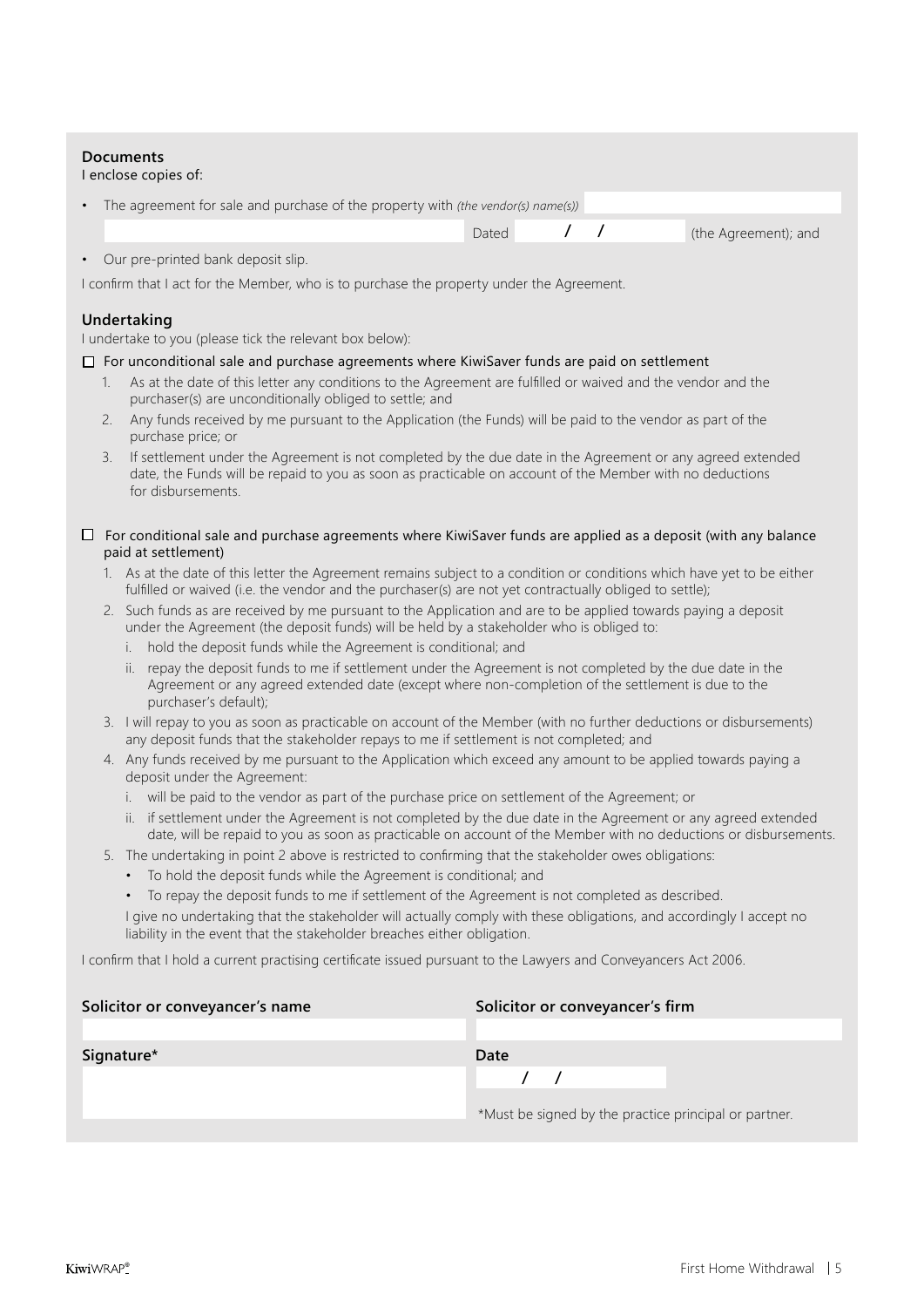**Documents**

I enclose copies of:

- The agreement for sale and purchase of the property with *(the vendor(s) name(s))* ______________________ Dated  /  /  (the Agreement); and
- Our pre-printed bank deposit slip.

I confirm that I act for the Member, who is to purchase the property under the Agreement.

## Undertaking

I undertake to you (please tick the relevant box below):

☐ For unconditional sale and purchase agreements where KiwiSaver funds are paid on settlement

1. As at the date of this letter any conditions to the Agreement are fulfilled or waived and the vendor and the purchaser(s) are unconditionally obliged to settle; and
2. Any funds received by me pursuant to the Application (the Funds) will be paid to the vendor as part of the purchase price; or
3. If settlement under the Agreement is not completed by the due date in the Agreement or any agreed extended date, the Funds will be repaid to you as soon as practicable on account of the Member with no deductions for disbursements.

☐ For conditional sale and purchase agreements where KiwiSaver funds are applied as a deposit (with any balance paid at settlement)

1. As at the date of this letter the Agreement remains subject to a condition or conditions which have yet to be either fulfilled or waived (i.e. the vendor and the purchaser(s) are not yet contractually obliged to settle);
2. Such funds as are received by me pursuant to the Application and are to be applied towards paying a deposit under the Agreement (the deposit funds) will be held by a stakeholder who is obliged to:
   i. hold the deposit funds while the Agreement is conditional; and
   ii. repay the deposit funds to me if settlement under the Agreement is not completed by the due date in the Agreement or any agreed extended date (except where non-completion of the settlement is due to the purchaser's default);
3. I will repay to you as soon as practicable on account of the Member (with no further deductions or disbursements) any deposit funds that the stakeholder repays to me if settlement is not completed; and
4. Any funds received by me pursuant to the Application which exceed any amount to be applied towards paying a deposit under the Agreement:
   i. will be paid to the vendor as part of the purchase price on settlement of the Agreement; or
   ii. if settlement under the Agreement is not completed by the due date in the Agreement or any agreed extended date, will be repaid to you as soon as practicable on account of the Member with no deductions or disbursements.
5. The undertaking in point 2 above is restricted to confirming that the stakeholder owes obligations:
   - To hold the deposit funds while the Agreement is conditional; and
   - To repay the deposit funds to me if settlement of the Agreement is not completed as described.

   I give no undertaking that the stakeholder will actually comply with these obligations, and accordingly I accept no liability in the event that the stakeholder breaches either obligation.

I confirm that I hold a current practising certificate issued pursuant to the Lawyers and Conveyancers Act 2006.

| **Solicitor or conveyancer's name** | **Solicitor or conveyancer's firm** |
|---|---|
| | |
| **Signature*** | **Date** |
| | /  / |
| | *Must be signed by the practice principal or partner. |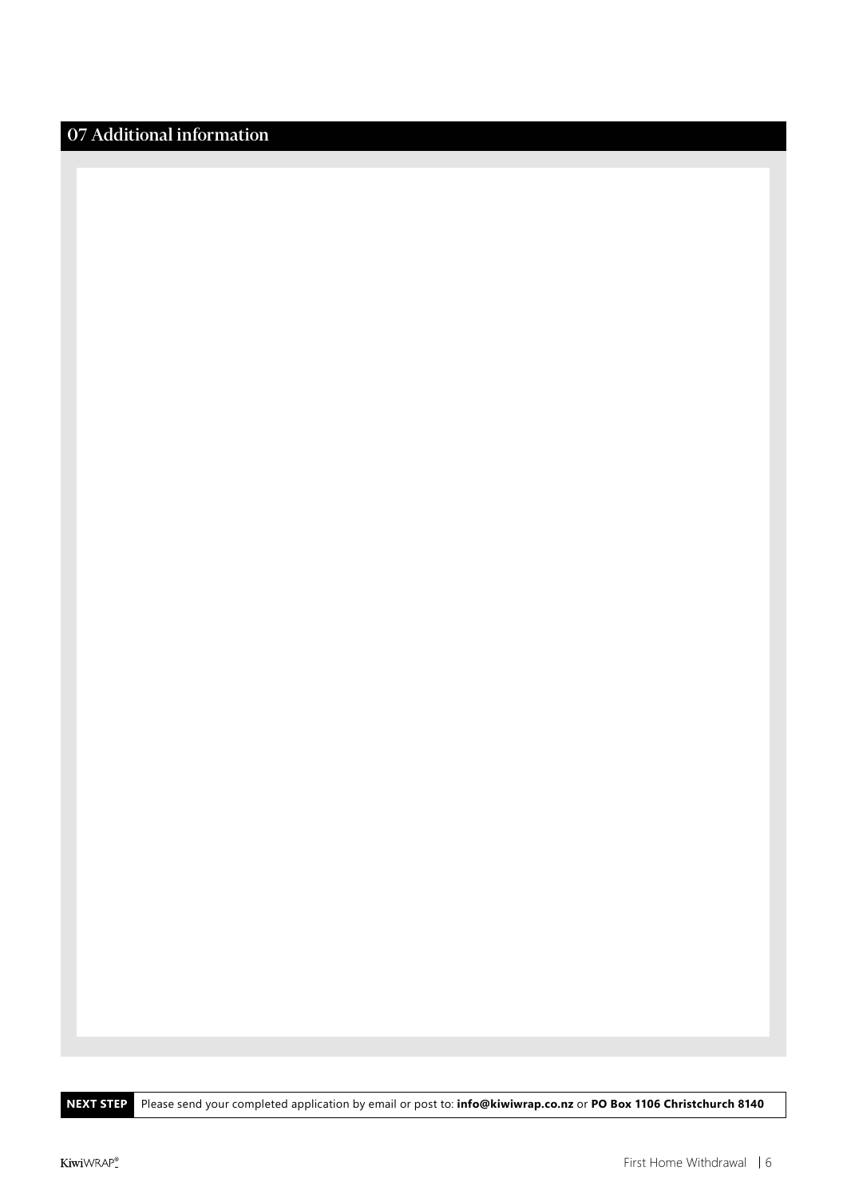## 07 Additional information

**NEXT STEP** Please send your completed application by email or post to: **info@kiwiwrap.co.nz** or **PO Box 1106 Christchurch 8140**